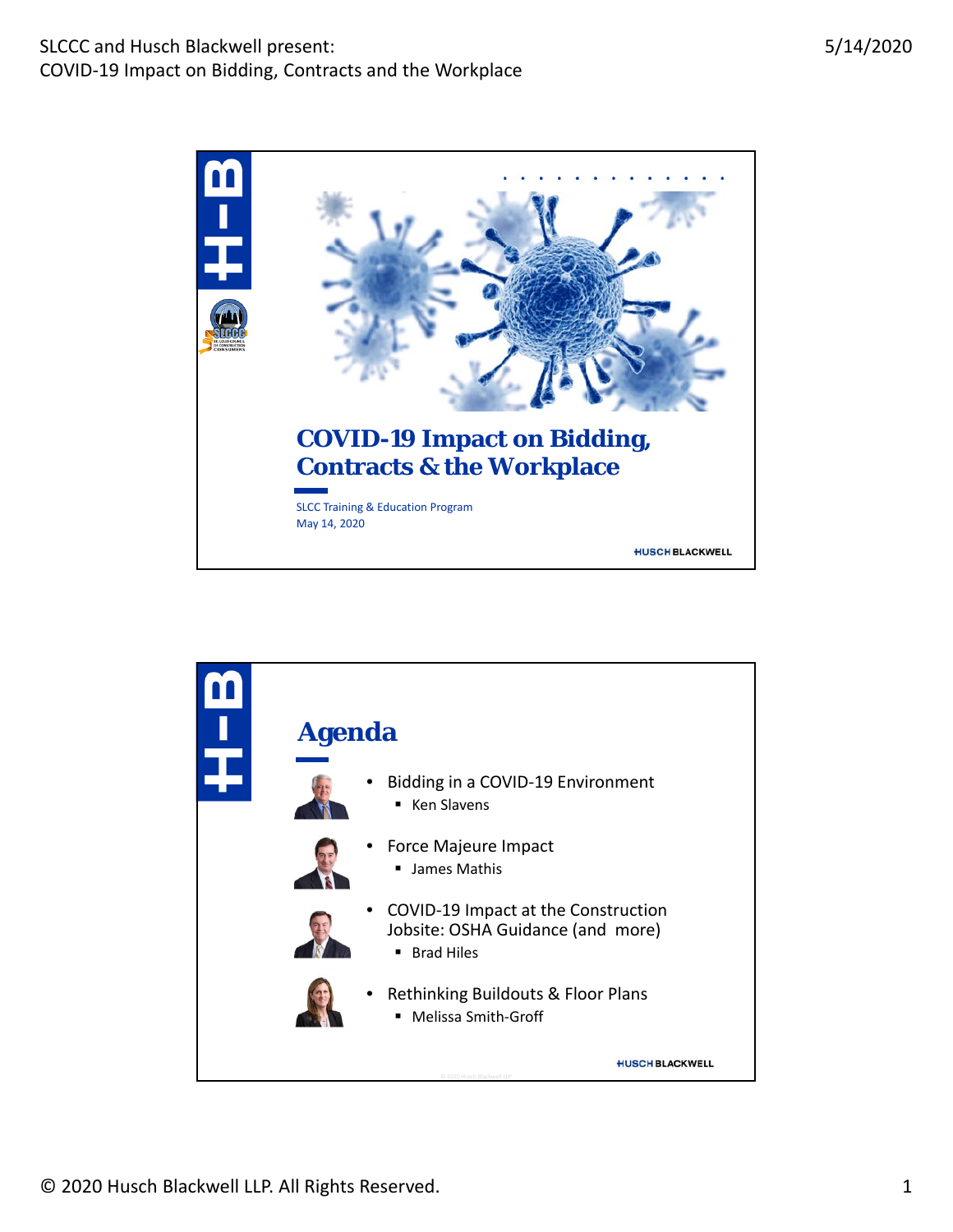# COVID-19 Impact on Bidding, Contracts & the Workplace

SLCC Training & Education Program
May 14, 2020

HUSCH BLACKWELL

## Agenda

- Bidding in a COVID-19 Environment
  - Ken Slavens
- Force Majeure Impact
  - James Mathis
- COVID-19 Impact at the Construction Jobsite: OSHA Guidance (and more)
  - Brad Hiles
- Rethinking Buildouts & Floor Plans
  - Melissa Smith-Groff

HUSCH BLACKWELL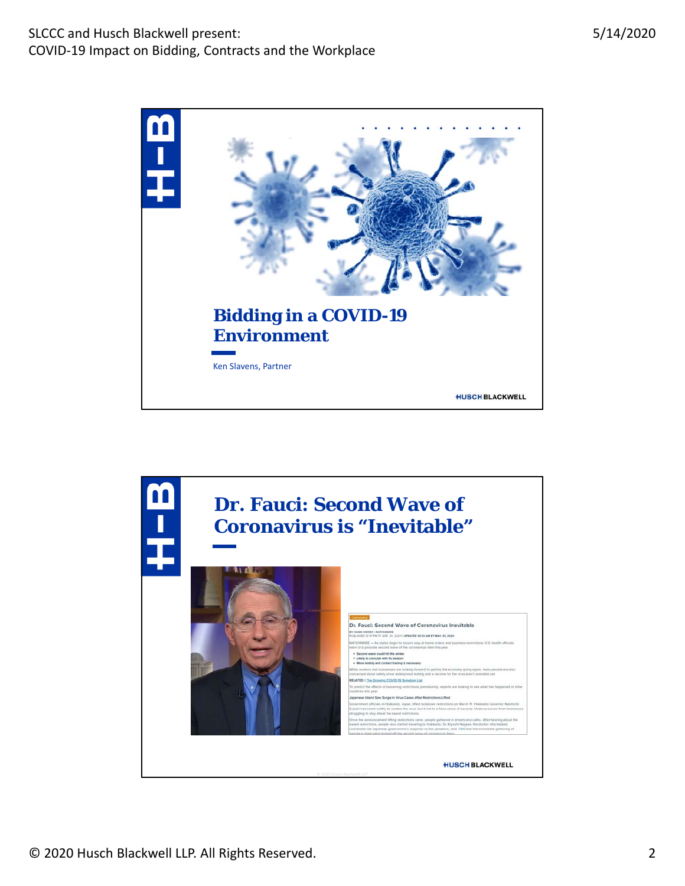## Bidding in a COVID-19 Environment

Ken Slavens, Partner

HUSCH BLACKWELL

## Dr. Fauci: Second Wave of Coronavirus is "Inevitable"

HUSCH BLACKWELL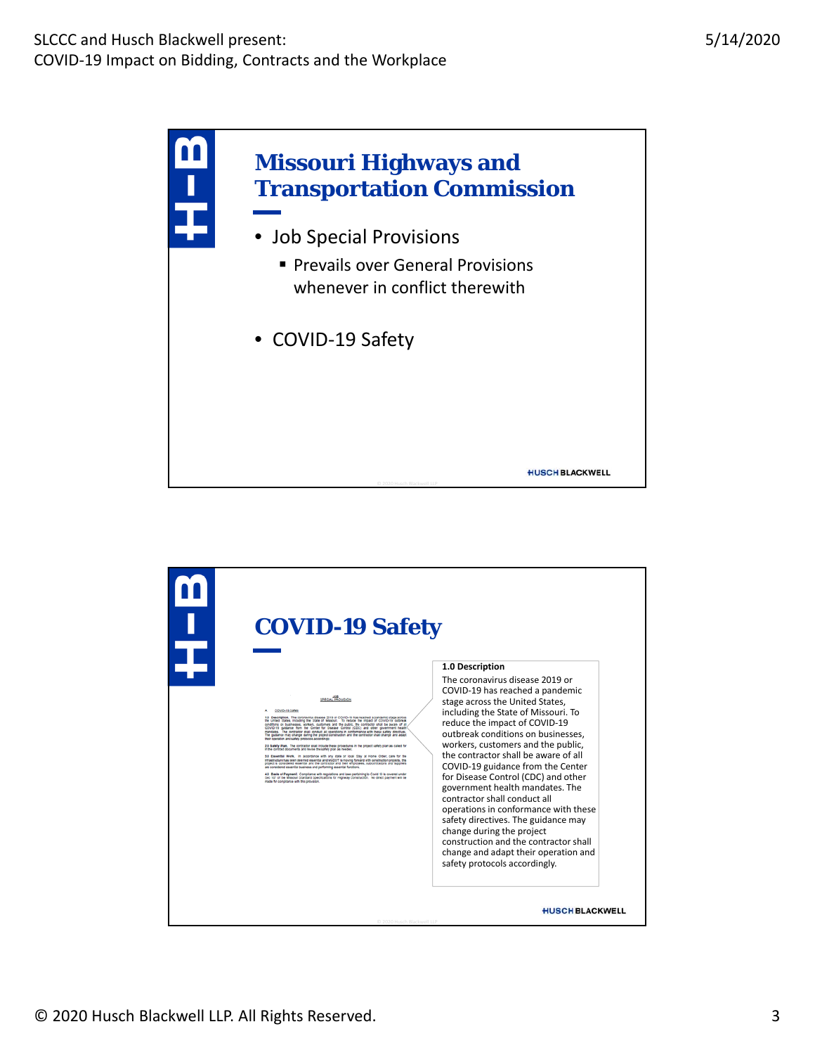## Missouri Highways and Transportation Commission

- Job Special Provisions
  - Prevails over General Provisions whenever in conflict therewith
- COVID-19 Safety

## COVID-19 Safety

**1.0 Description**

The coronavirus disease 2019 or COVID-19 has reached a pandemic stage across the United States, including the State of Missouri. To reduce the impact of COVID-19 outbreak conditions on businesses, workers, customers and the public, the contractor shall be aware of all COVID-19 guidance from the Center for Disease Control (CDC) and other government health mandates. The contractor shall conduct all operations in conformance with these safety directives. The guidance may change during the project construction and the contractor shall change and adapt their operation and safety protocols accordingly.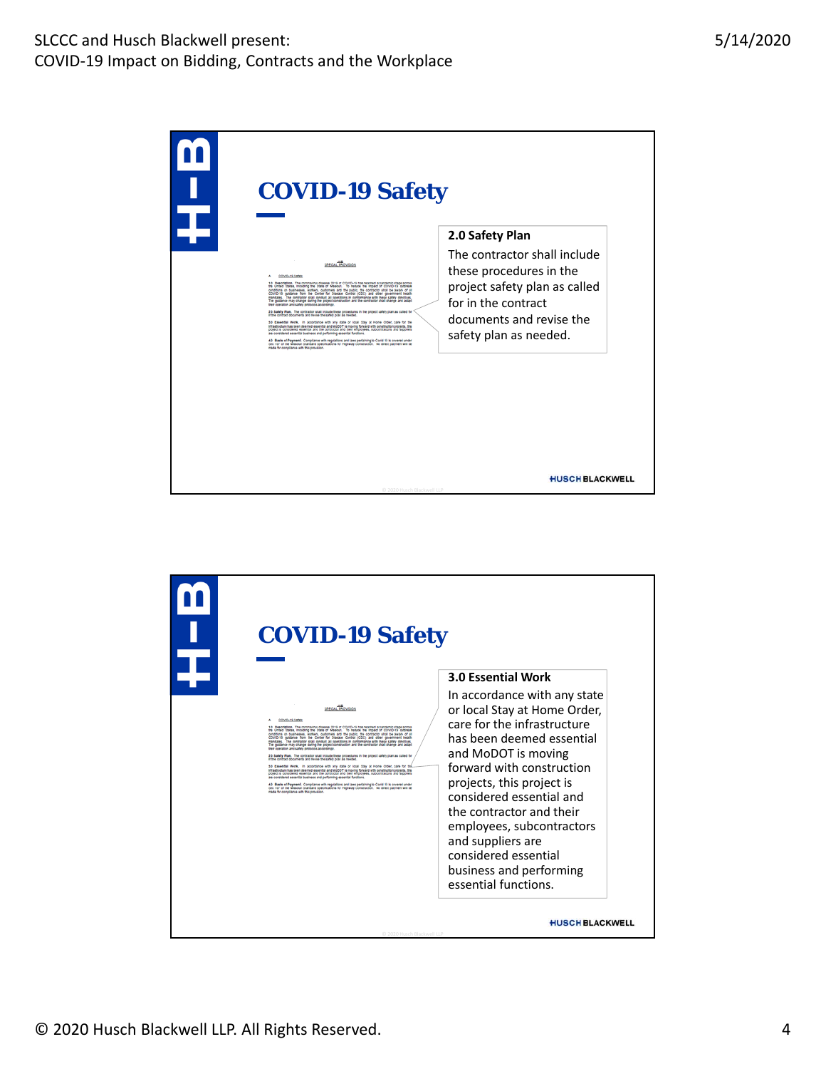## COVID-19 Safety

**2.0 Safety Plan**

The contractor shall include these procedures in the project safety plan as called for in the contract documents and revise the safety plan as needed.

## COVID-19 Safety

**3.0 Essential Work**

In accordance with any state or local Stay at Home Order, care for the infrastructure has been deemed essential and MoDOT is moving forward with construction projects, this project is considered essential and the contractor and their employees, subcontractors and suppliers are considered essential business and performing essential functions.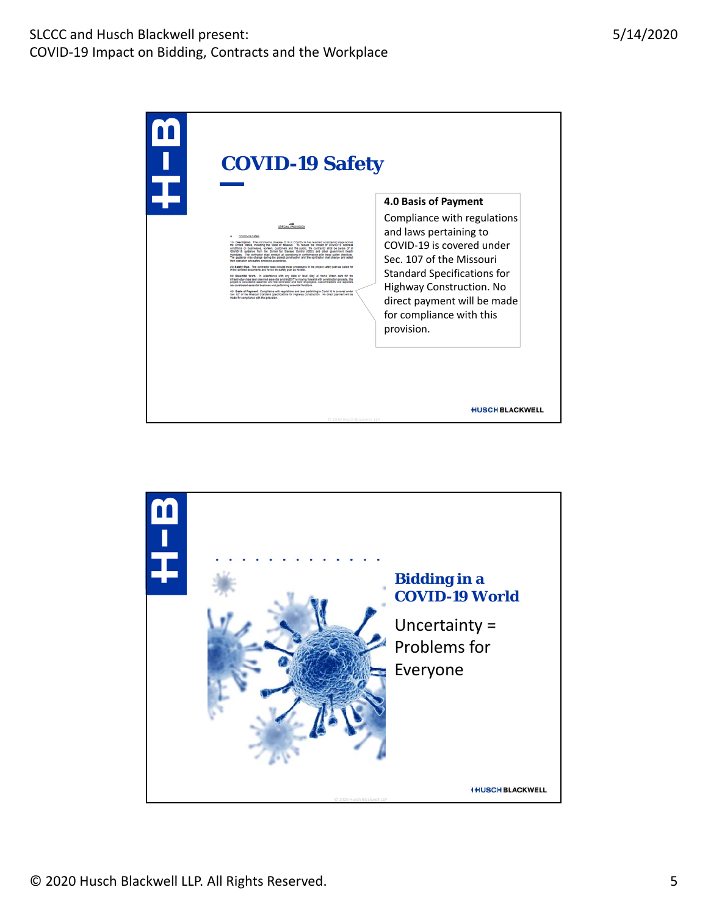## COVID-19 Safety

**4.0 Basis of Payment**

Compliance with regulations and laws pertaining to COVID-19 is covered under Sec. 107 of the Missouri Standard Specifications for Highway Construction. No direct payment will be made for compliance with this provision.

---

## Bidding in a COVID-19 World

Uncertainty = Problems for Everyone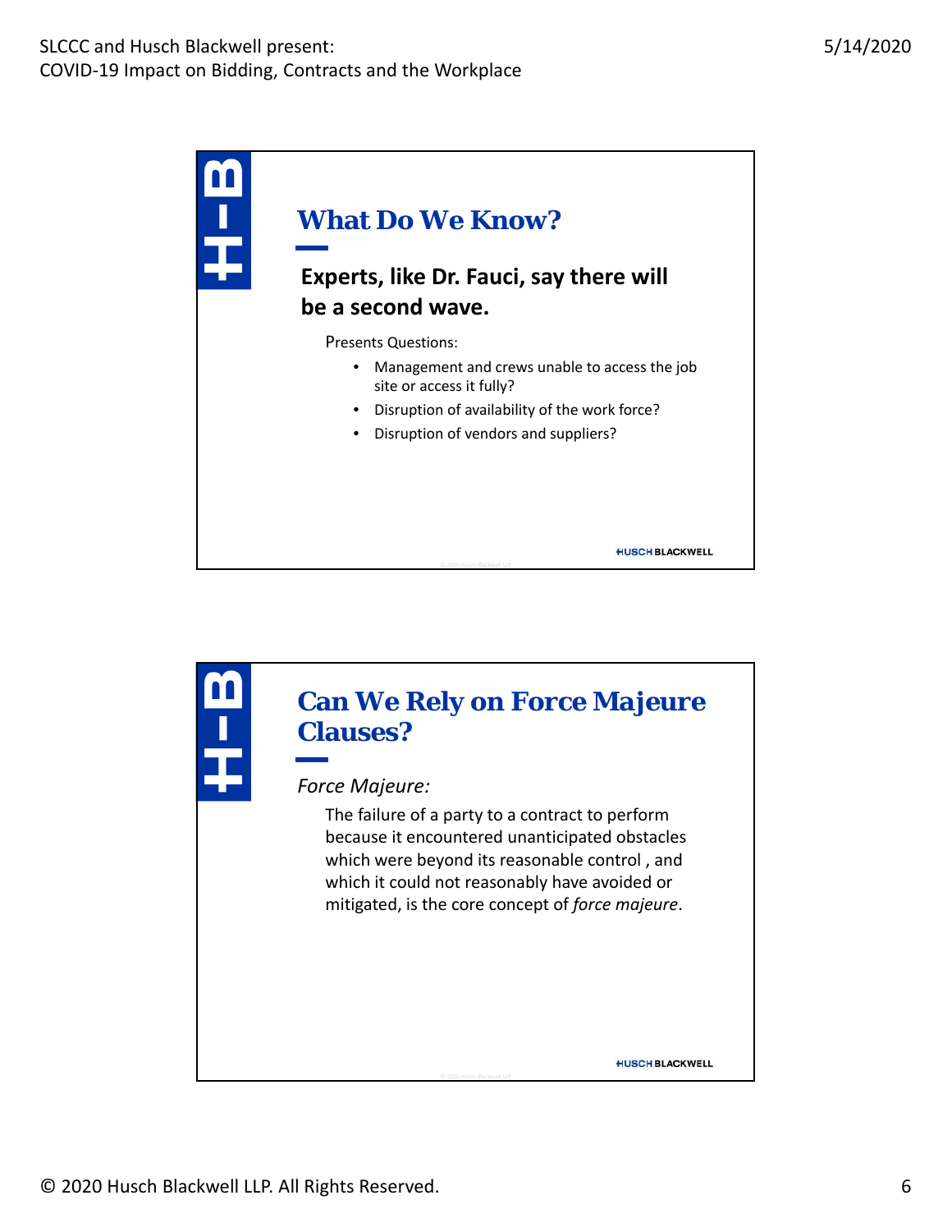## What Do We Know?

**Experts, like Dr. Fauci, say there will be a second wave.**

Presents Questions:

- Management and crews unable to access the job site or access it fully?
- Disruption of availability of the work force?
- Disruption of vendors and suppliers?

## Can We Rely on Force Majeure Clauses?

*Force Majeure:*

The failure of a party to a contract to perform because it encountered unanticipated obstacles which were beyond its reasonable control , and which it could not reasonably have avoided or mitigated, is the core concept of *force majeure*.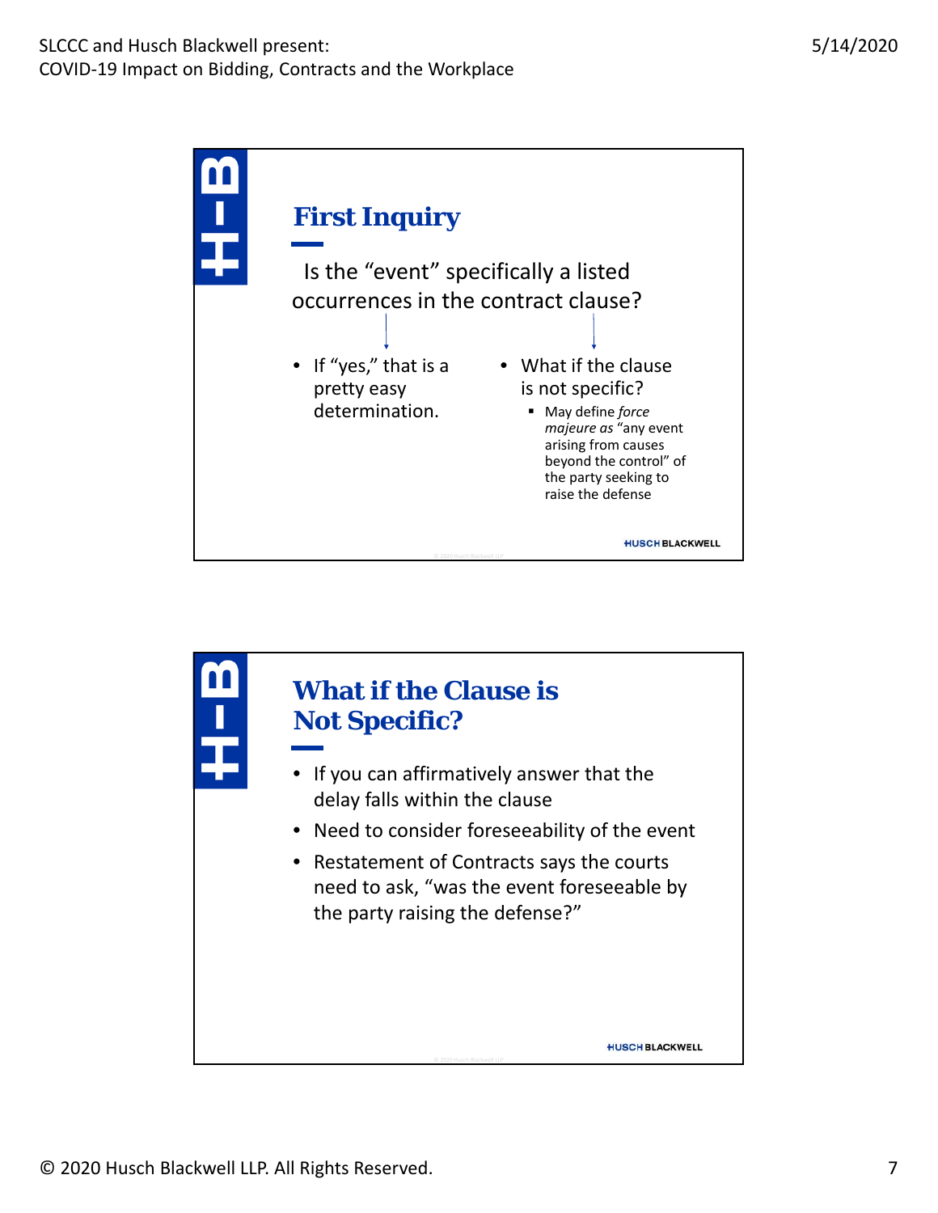## First Inquiry

Is the "event" specifically a listed occurrences in the contract clause?

- If "yes," that is a pretty easy determination.
- What if the clause is not specific?
  - May define *force majeure as* "any event arising from causes beyond the control" of the party seeking to raise the defense

## What if the Clause is Not Specific?

- If you can affirmatively answer that the delay falls within the clause
- Need to consider foreseeability of the event
- Restatement of Contracts says the courts need to ask, "was the event foreseeable by the party raising the defense?"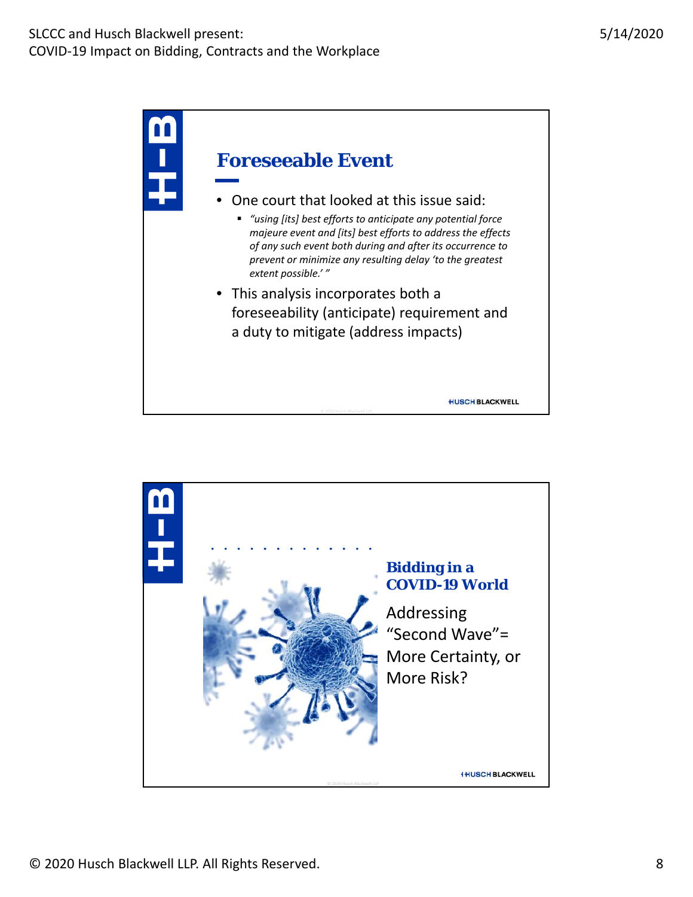## Foreseeable Event

- One court that looked at this issue said:
  - *"using [its] best efforts to anticipate any potential force majeure event and [its] best efforts to address the effects of any such event both during and after its occurrence to prevent or minimize any resulting delay 'to the greatest extent possible.' "*
- This analysis incorporates both a foreseeability (anticipate) requirement and a duty to mitigate (address impacts)

## Bidding in a COVID-19 World

Addressing "Second Wave"= More Certainty, or More Risk?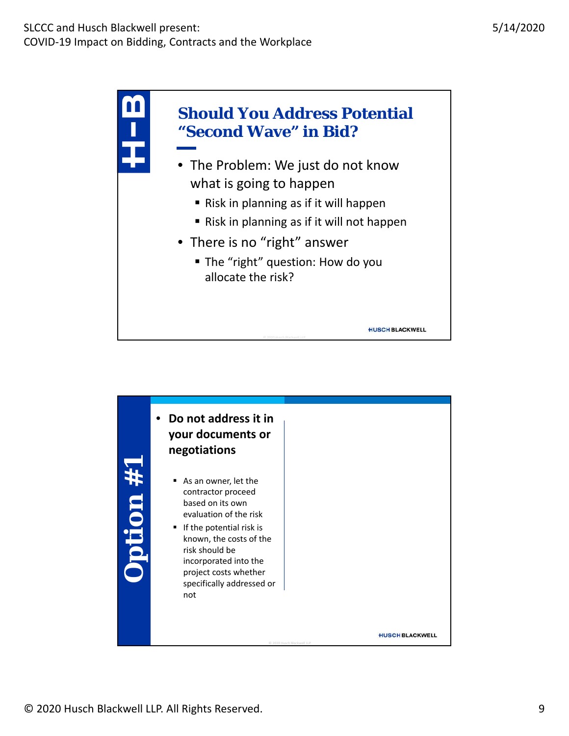H-B

## Should You Address Potential "Second Wave" in Bid?

- The Problem: We just do not know what is going to happen
  - Risk in planning as if it will happen
  - Risk in planning as if it will not happen
- There is no "right" answer
  - The "right" question: How do you allocate the risk?

HUSCH BLACKWELL

---

## Option #1

- **Do not address it in your documents or negotiations**
  - As an owner, let the contractor proceed based on its own evaluation of the risk
  - If the potential risk is known, the costs of the risk should be incorporated into the project costs whether specifically addressed or not

HUSCH BLACKWELL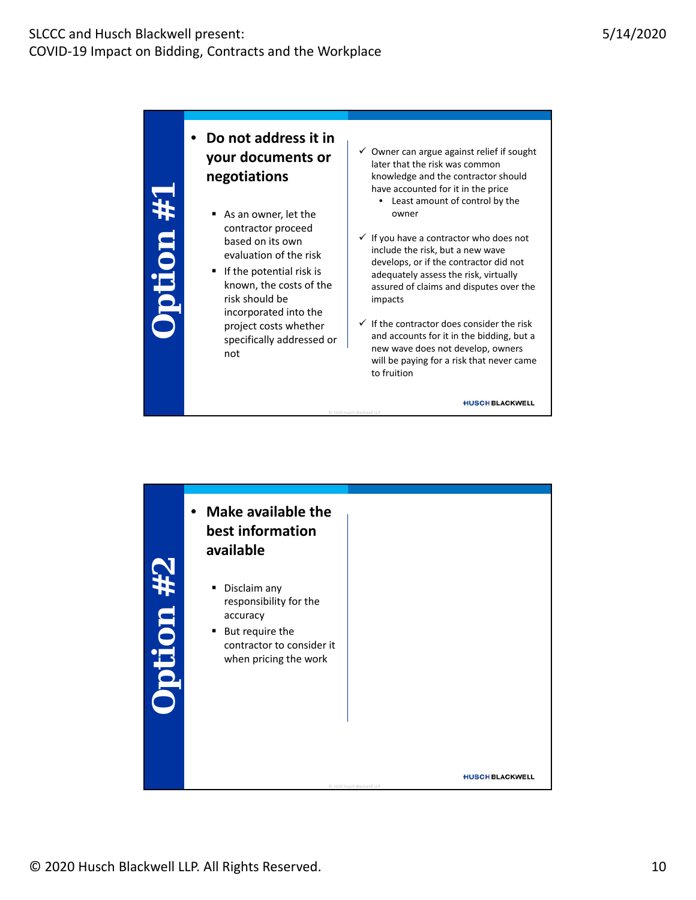## Option #1

- **Do not address it in your documents or negotiations**
  - As an owner, let the contractor proceed based on its own evaluation of the risk
  - If the potential risk is known, the costs of the risk should be incorporated into the project costs whether specifically addressed or not

- ✓ Owner can argue against relief if sought later that the risk was common knowledge and the contractor should have accounted for it in the price
  - Least amount of control by the owner
- ✓ If you have a contractor who does not include the risk, but a new wave develops, or if the contractor did not adequately assess the risk, virtually assured of claims and disputes over the impacts
- ✓ If the contractor does consider the risk and accounts for it in the bidding, but a new wave does not develop, owners will be paying for a risk that never came to fruition

## Option #2

- **Make available the best information available**
  - Disclaim any responsibility for the accuracy
  - But require the contractor to consider it when pricing the work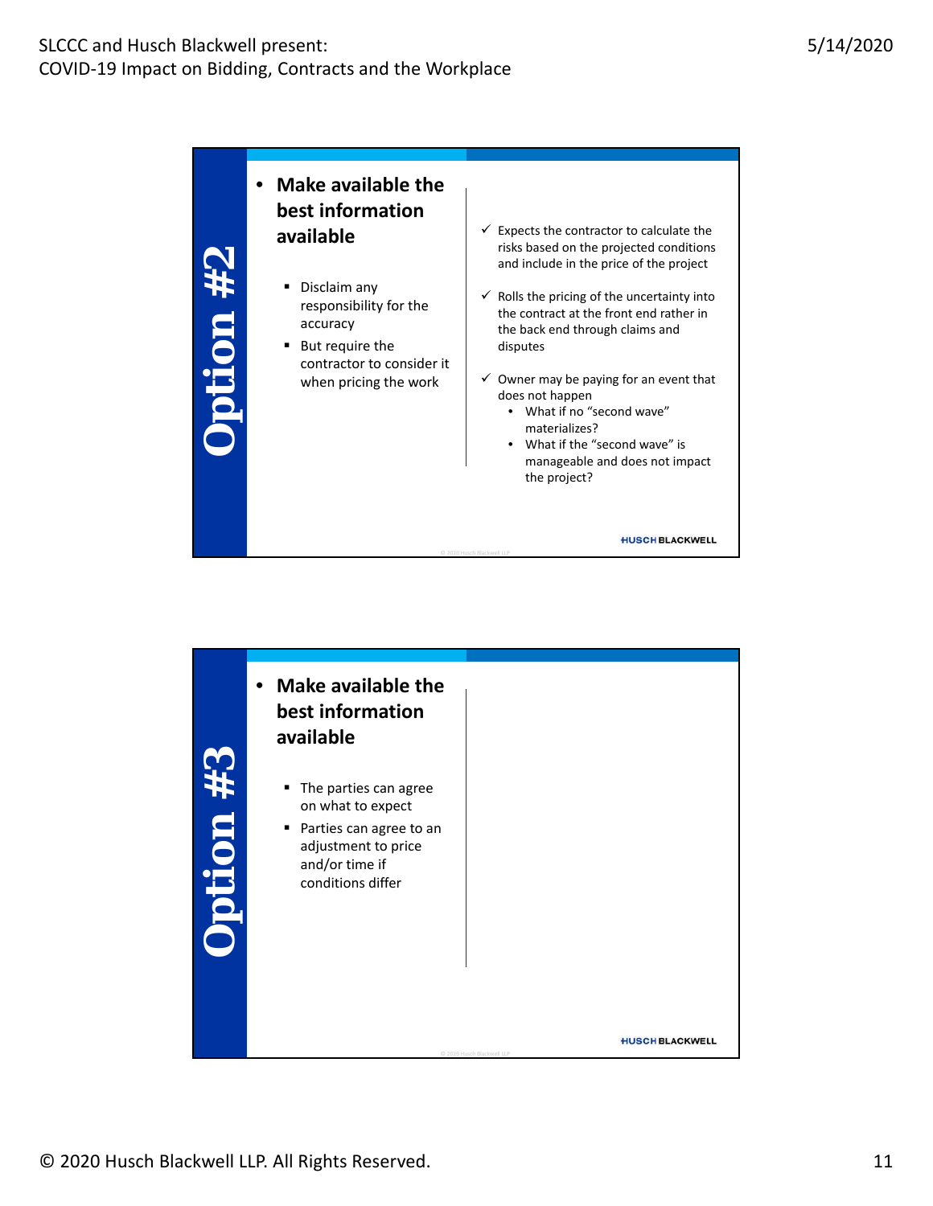## Option #2

- **Make available the best information available**
  - Disclaim any responsibility for the accuracy
  - But require the contractor to consider it when pricing the work

✓ Expects the contractor to calculate the risks based on the projected conditions and include in the price of the project

✓ Rolls the pricing of the uncertainty into the contract at the front end rather in the back end through claims and disputes

✓ Owner may be paying for an event that does not happen
- What if no "second wave" materializes?
- What if the "second wave" is manageable and does not impact the project?

## Option #3

- **Make available the best information available**
  - The parties can agree on what to expect
  - Parties can agree to an adjustment to price and/or time if conditions differ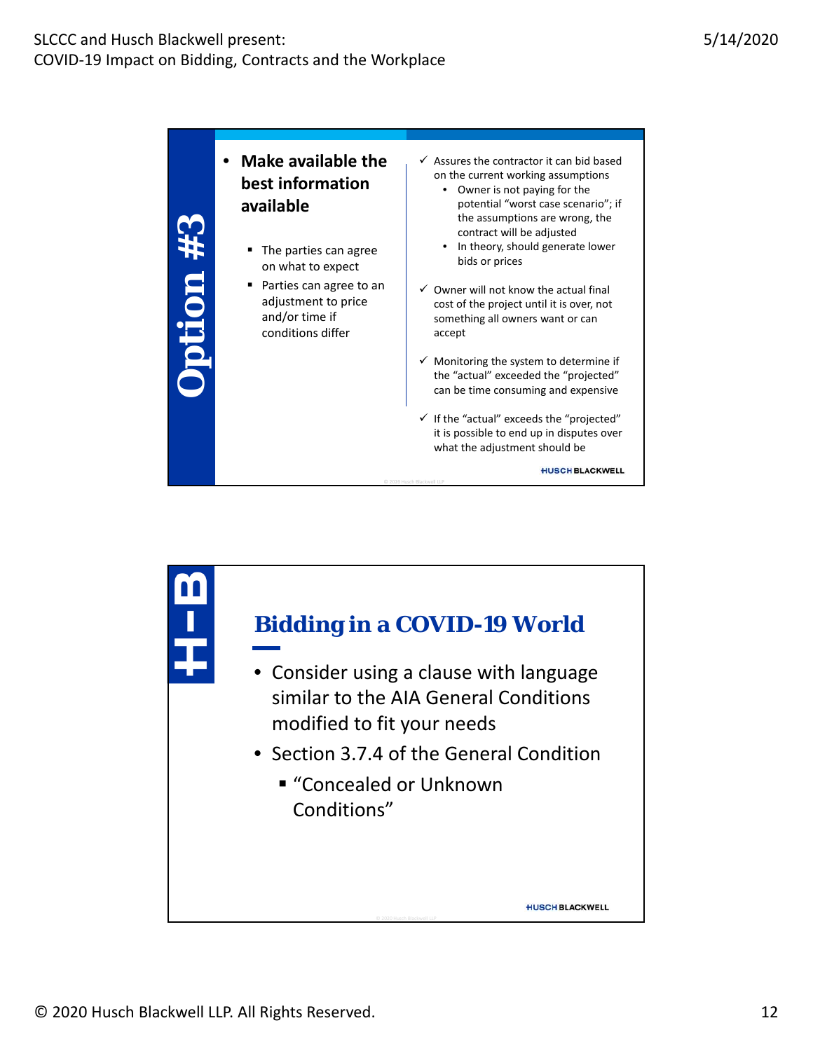## Option #3

- **Make available the best information available**
  - The parties can agree on what to expect
  - Parties can agree to an adjustment to price and/or time if conditions differ

✓ Assures the contractor it can bid based on the current working assumptions
- Owner is not paying for the potential "worst case scenario"; if the assumptions are wrong, the contract will be adjusted
- In theory, should generate lower bids or prices

✓ Owner will not know the actual final cost of the project until it is over, not something all owners want or can accept

✓ Monitoring the system to determine if the "actual" exceeded the "projected" can be time consuming and expensive

✓ If the "actual" exceeds the "projected" it is possible to end up in disputes over what the adjustment should be

## H-B

## Bidding in a COVID-19 World

- Consider using a clause with language similar to the AIA General Conditions modified to fit your needs
- Section 3.7.4 of the General Condition
  - "Concealed or Unknown Conditions"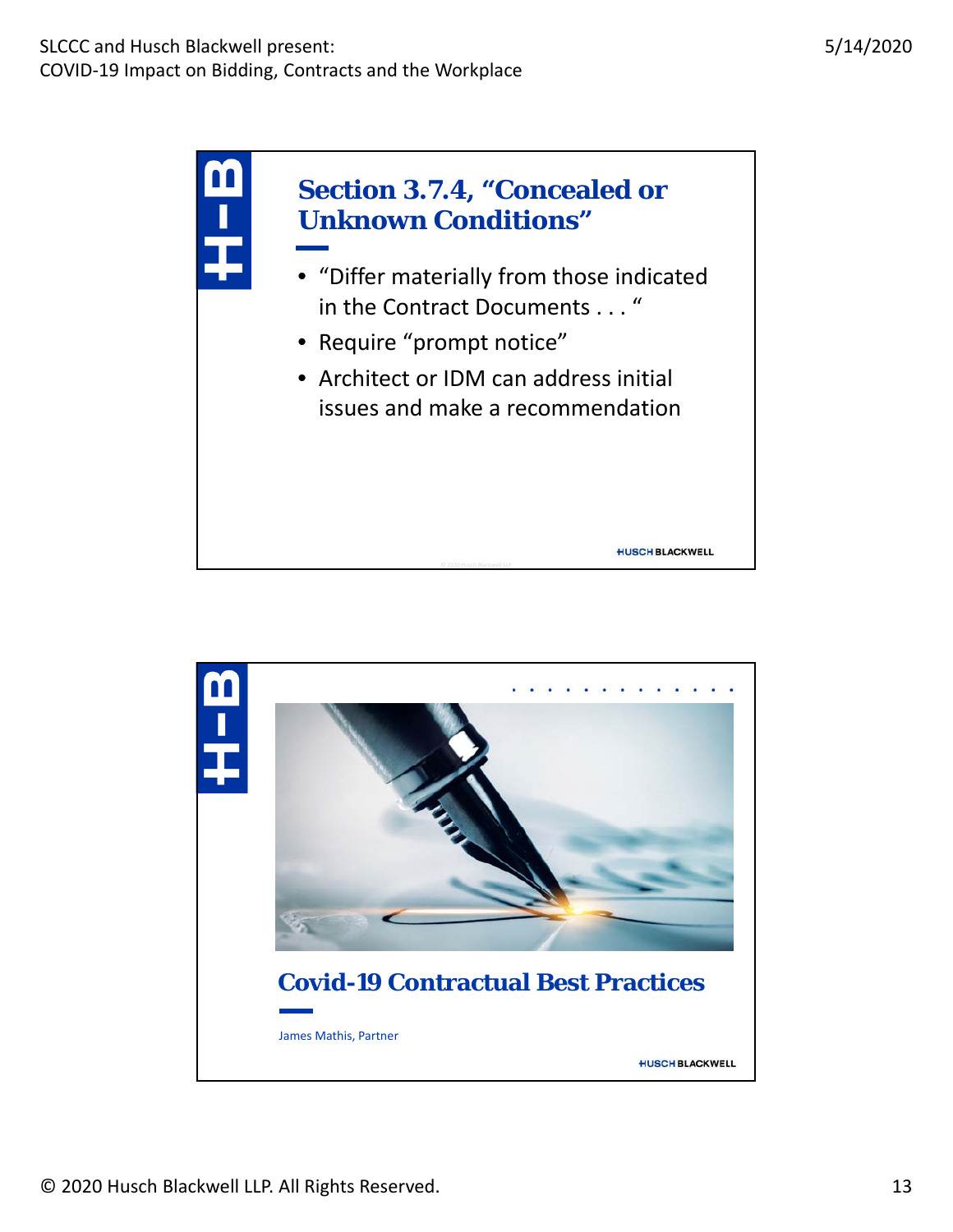## Section 3.7.4, "Concealed or Unknown Conditions"

- "Differ materially from those indicated in the Contract Documents . . . "
- Require "prompt notice"
- Architect or IDM can address initial issues and make a recommendation

## Covid-19 Contractual Best Practices

James Mathis, Partner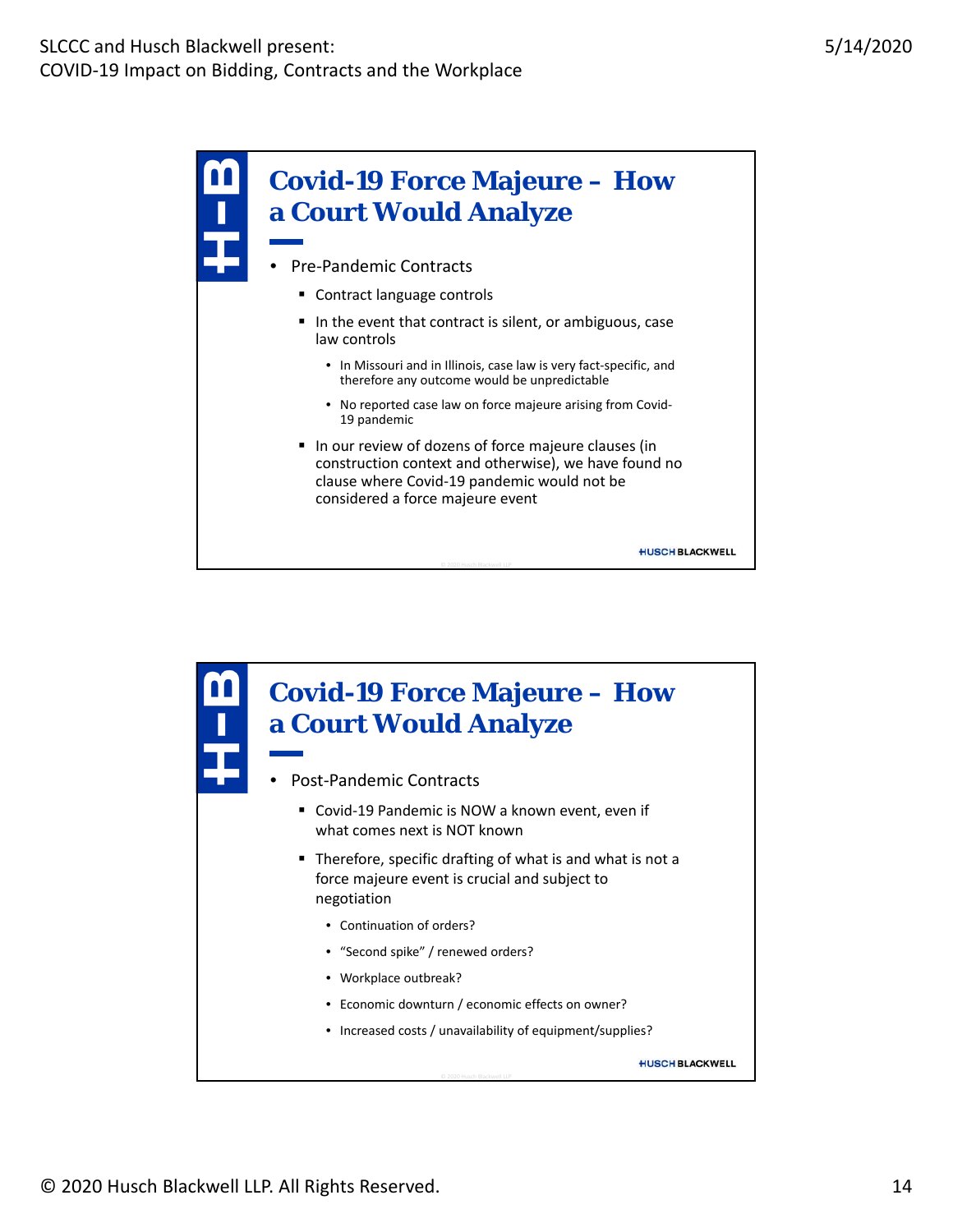## Covid-19 Force Majeure – How a Court Would Analyze

- Pre-Pandemic Contracts
  - Contract language controls
  - In the event that contract is silent, or ambiguous, case law controls
    - In Missouri and in Illinois, case law is very fact-specific, and therefore any outcome would be unpredictable
    - No reported case law on force majeure arising from Covid-19 pandemic
  - In our review of dozens of force majeure clauses (in construction context and otherwise), we have found no clause where Covid-19 pandemic would not be considered a force majeure event

## Covid-19 Force Majeure – How a Court Would Analyze

- Post-Pandemic Contracts
  - Covid-19 Pandemic is NOW a known event, even if what comes next is NOT known
  - Therefore, specific drafting of what is and what is not a force majeure event is crucial and subject to negotiation
    - Continuation of orders?
    - "Second spike" / renewed orders?
    - Workplace outbreak?
    - Economic downturn / economic effects on owner?
    - Increased costs / unavailability of equipment/supplies?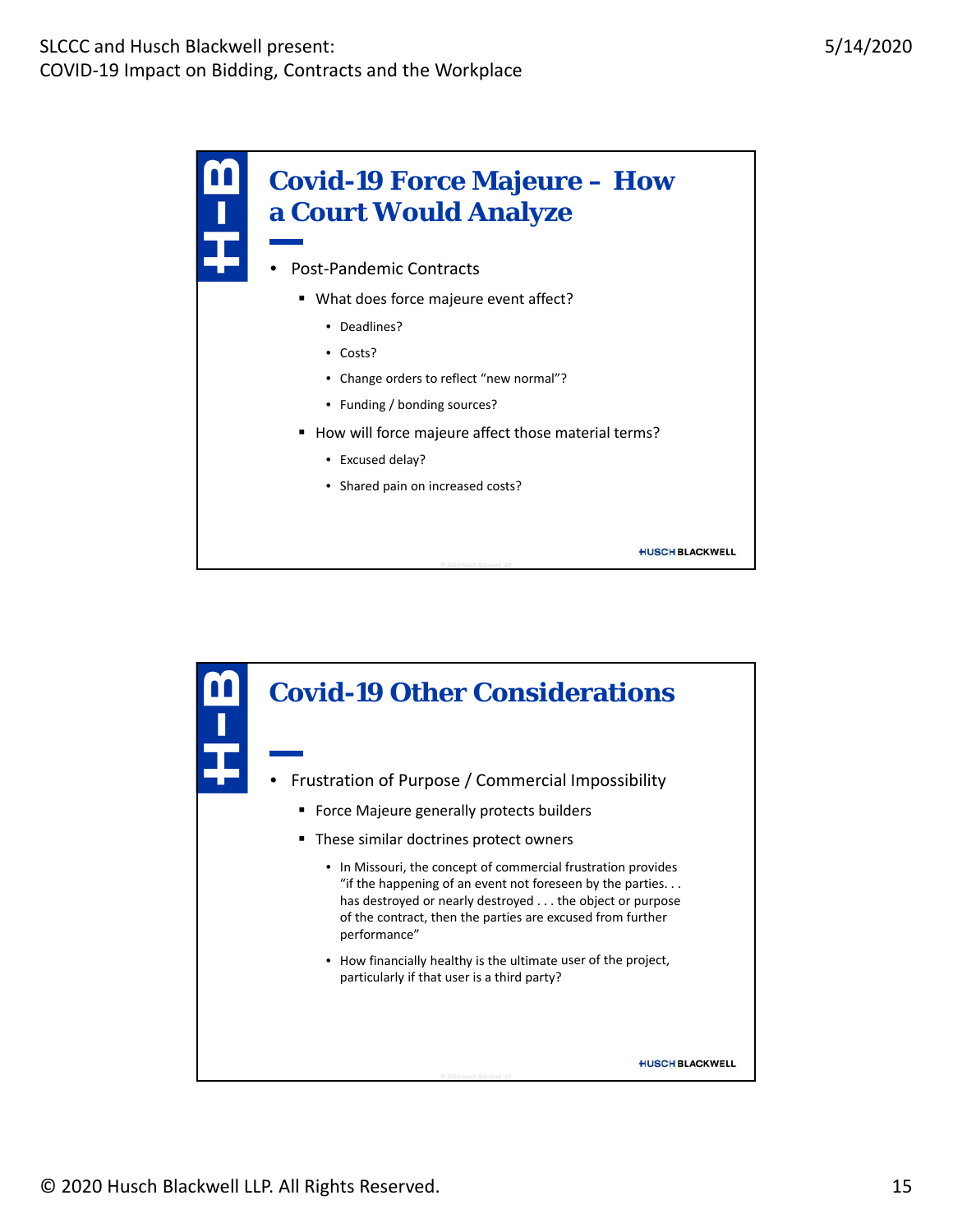## Covid-19 Force Majeure – How a Court Would Analyze

- Post-Pandemic Contracts
  - What does force majeure event affect?
    - Deadlines?
    - Costs?
    - Change orders to reflect "new normal"?
    - Funding / bonding sources?
  - How will force majeure affect those material terms?
    - Excused delay?
    - Shared pain on increased costs?

## Covid-19 Other Considerations

- Frustration of Purpose / Commercial Impossibility
  - Force Majeure generally protects builders
  - These similar doctrines protect owners
    - In Missouri, the concept of commercial frustration provides "if the happening of an event not foreseen by the parties. . . has destroyed or nearly destroyed . . . the object or purpose of the contract, then the parties are excused from further performance"
    - How financially healthy is the ultimate user of the project, particularly if that user is a third party?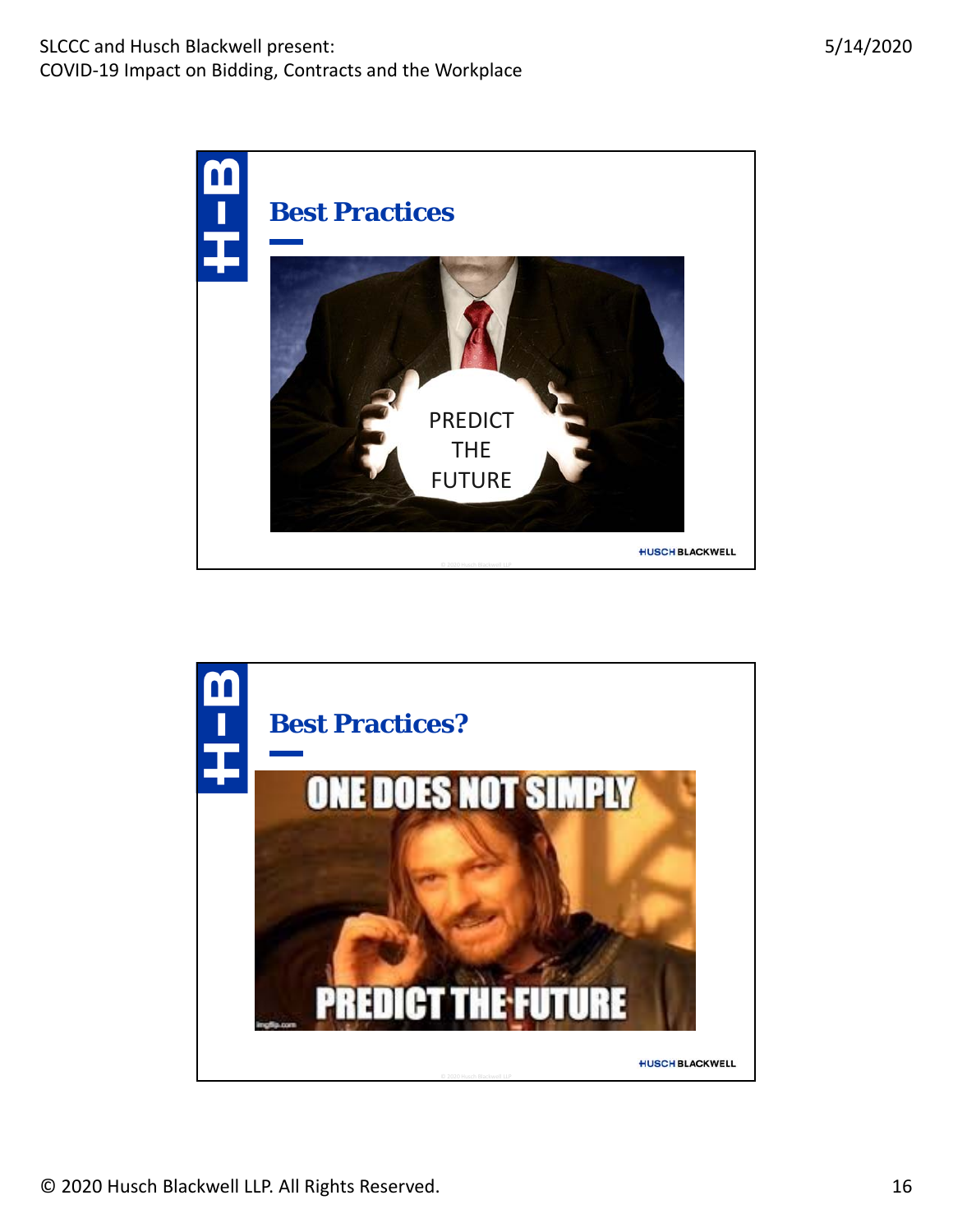## Best Practices

PREDICT
THE
FUTURE

## Best Practices?

ONE DOES NOT SIMPLY

PREDICT THE FUTURE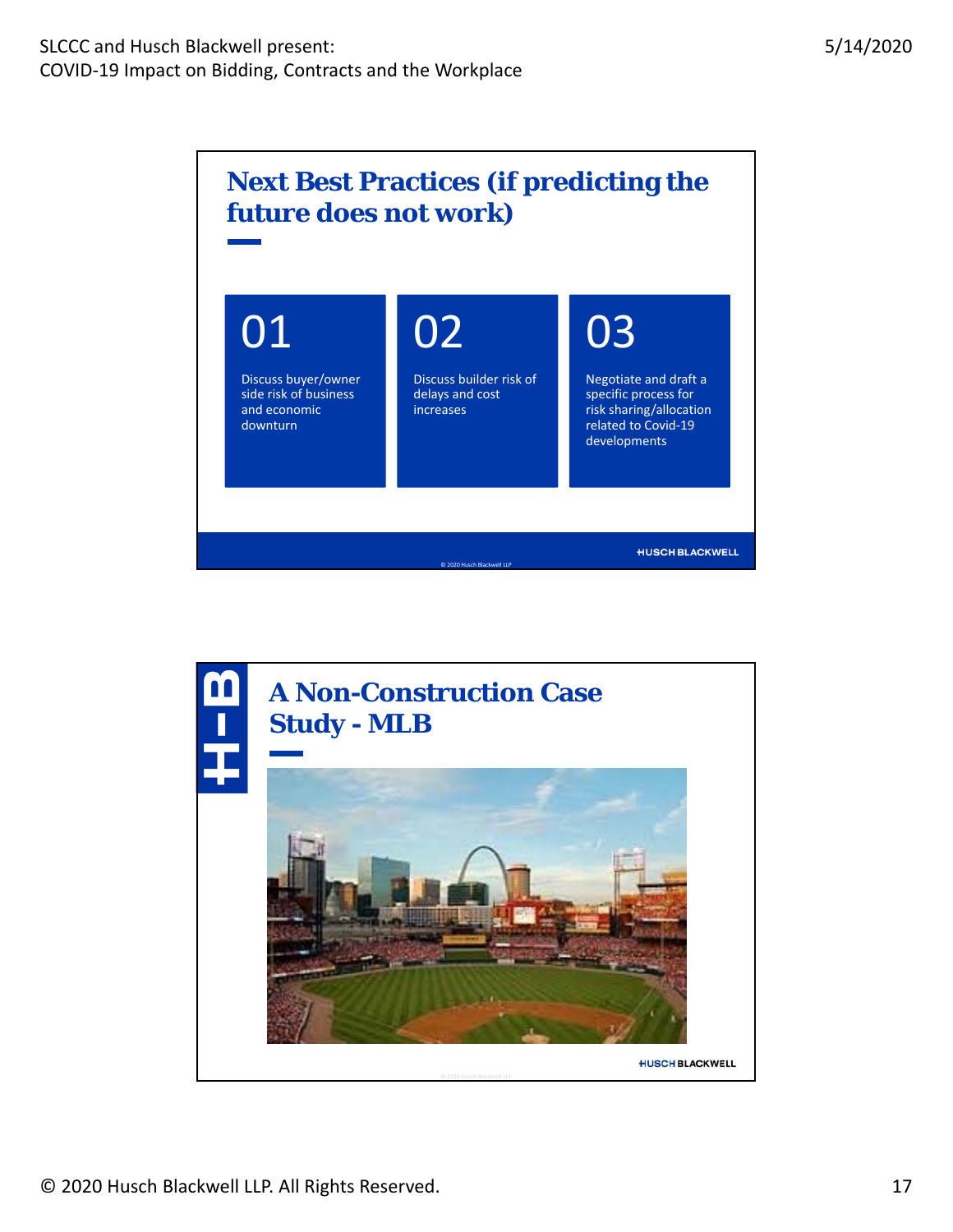## Next Best Practices (if predicting the future does not work)

**01**

Discuss buyer/owner side risk of business and economic downturn

**02**

Discuss builder risk of delays and cost increases

**03**

Negotiate and draft a specific process for risk sharing/allocation related to Covid-19 developments

## A Non-Construction Case Study - MLB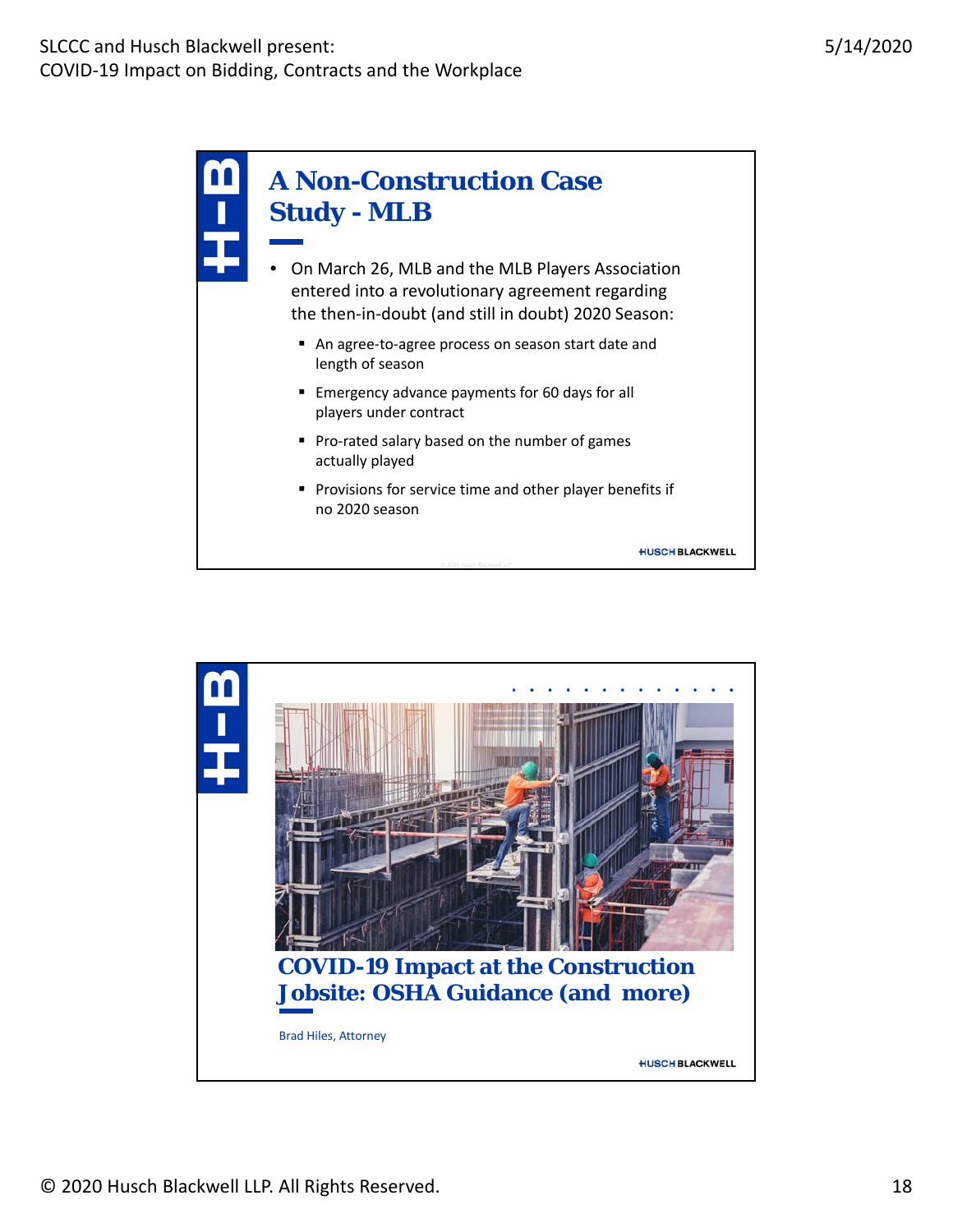## A Non-Construction Case Study - MLB

- On March 26, MLB and the MLB Players Association entered into a revolutionary agreement regarding the then-in-doubt (and still in doubt) 2020 Season:
  - An agree-to-agree process on season start date and length of season
  - Emergency advance payments for 60 days for all players under contract
  - Pro-rated salary based on the number of games actually played
  - Provisions for service time and other player benefits if no 2020 season

## COVID-19 Impact at the Construction Jobsite: OSHA Guidance (and more)

Brad Hiles, Attorney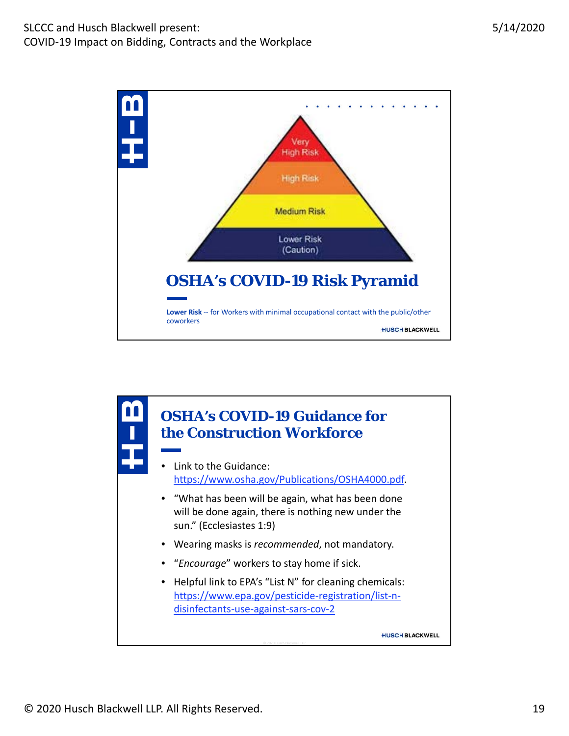Very High Risk

High Risk

Medium Risk

Lower Risk (Caution)

## OSHA's COVID-19 Risk Pyramid

**Lower Risk** -- for Workers with minimal occupational contact with the public/other coworkers

HUSCH BLACKWELL

## OSHA's COVID-19 Guidance for the Construction Workforce

- Link to the Guidance: https://www.osha.gov/Publications/OSHA4000.pdf.
- "What has been will be again, what has been done will be done again, there is nothing new under the sun." (Ecclesiastes 1:9)
- Wearing masks is *recommended*, not mandatory.
- "*Encourage*" workers to stay home if sick.
- Helpful link to EPA's "List N" for cleaning chemicals: https://www.epa.gov/pesticide-registration/list-n-disinfectants-use-against-sars-cov-2

HUSCH BLACKWELL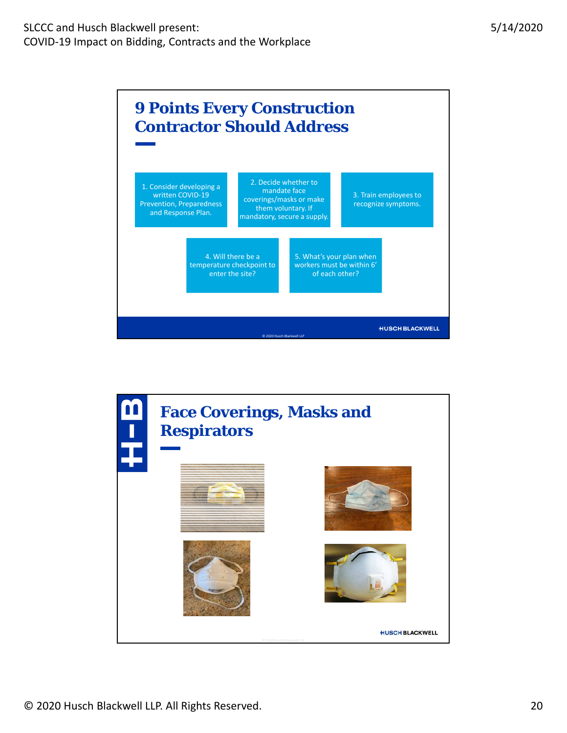## 9 Points Every Construction Contractor Should Address

1. Consider developing a written COVID-19 Prevention, Preparedness and Response Plan.
2. Decide whether to mandate face coverings/masks or make them voluntary. If mandatory, secure a supply.
3. Train employees to recognize symptoms.
4. Will there be a temperature checkpoint to enter the site?
5. What's your plan when workers must be within 6' of each other?

## Face Coverings, Masks and Respirators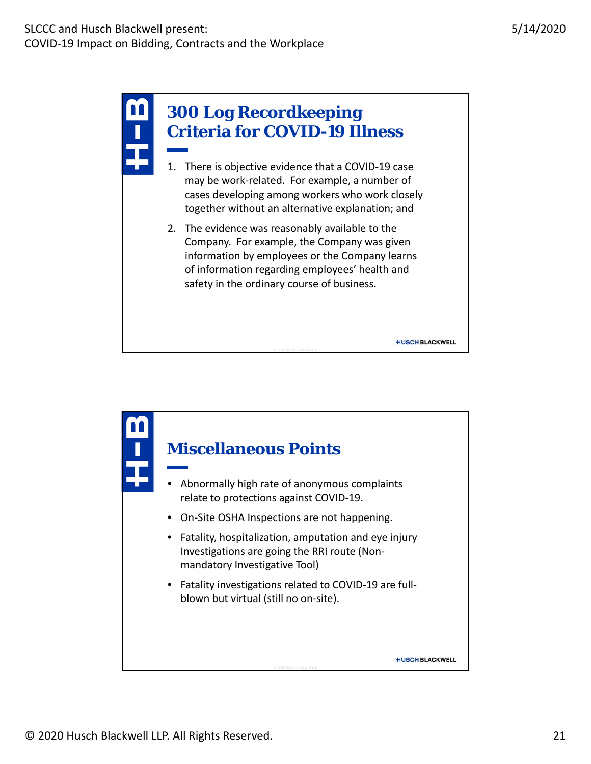## 300 Log Recordkeeping Criteria for COVID-19 Illness

1. There is objective evidence that a COVID-19 case may be work-related. For example, a number of cases developing among workers who work closely together without an alternative explanation; and
2. The evidence was reasonably available to the Company. For example, the Company was given information by employees or the Company learns of information regarding employees' health and safety in the ordinary course of business.

## Miscellaneous Points

- Abnormally high rate of anonymous complaints relate to protections against COVID-19.
- On-Site OSHA Inspections are not happening.
- Fatality, hospitalization, amputation and eye injury Investigations are going the RRI route (Non-mandatory Investigative Tool)
- Fatality investigations related to COVID-19 are full-blown but virtual (still no on-site).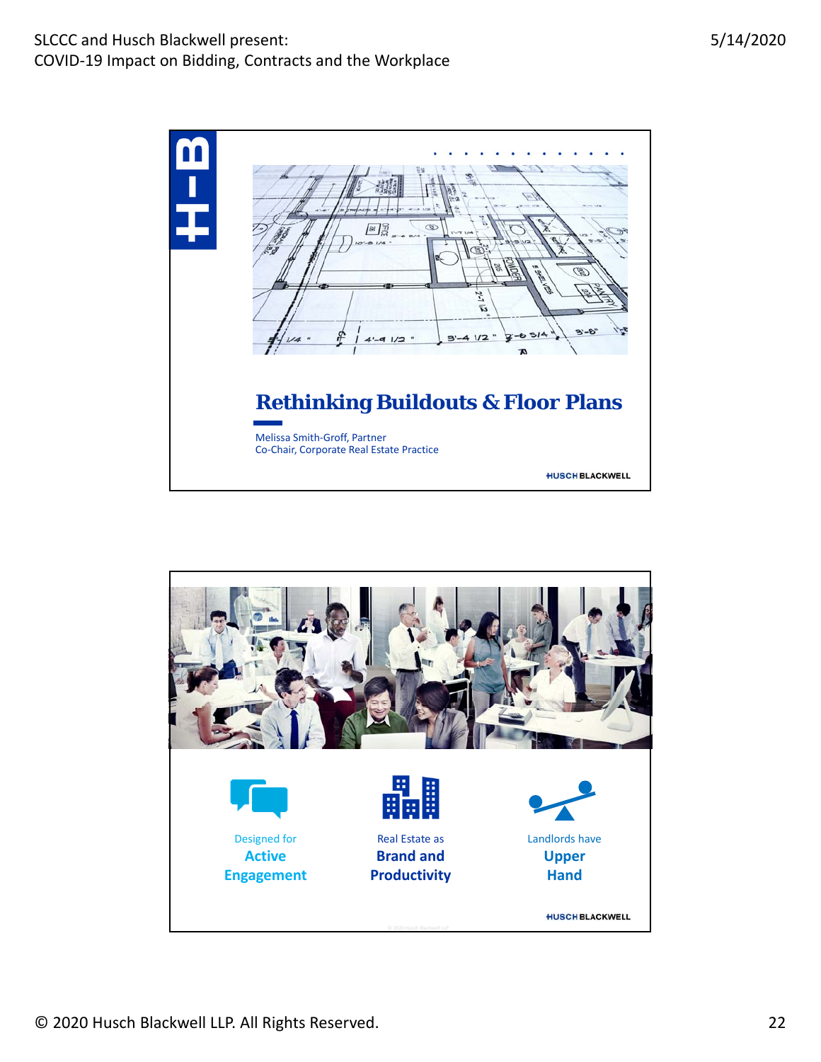## Rethinking Buildouts & Floor Plans

Melissa Smith-Groff, Partner
Co-Chair, Corporate Real Estate Practice

HUSCH BLACKWELL

---

Designed for **Active Engagement**

Real Estate as **Brand and Productivity**

Landlords have **Upper Hand**

HUSCH BLACKWELL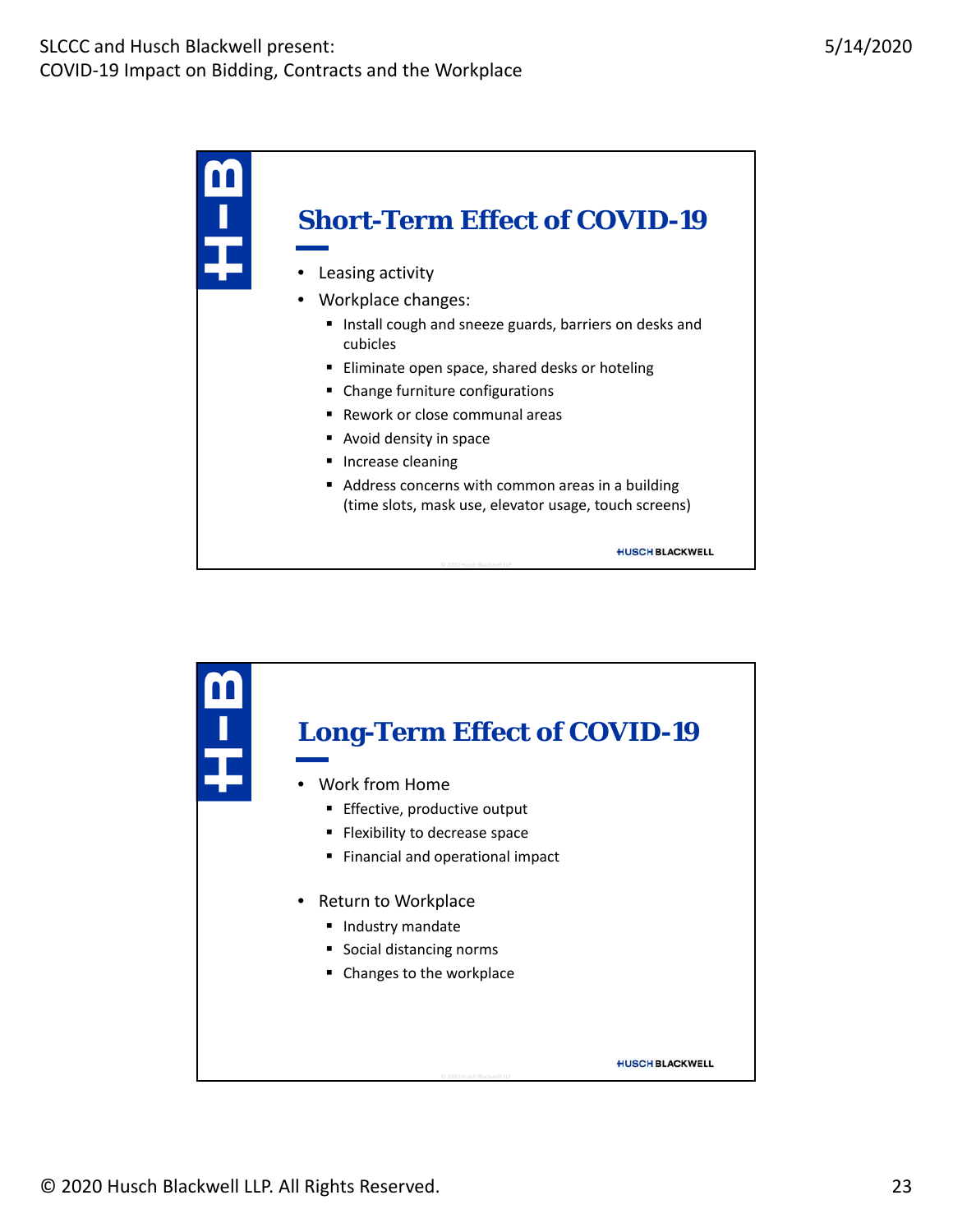## Short-Term Effect of COVID-19

- Leasing activity
- Workplace changes:
  - Install cough and sneeze guards, barriers on desks and cubicles
  - Eliminate open space, shared desks or hoteling
  - Change furniture configurations
  - Rework or close communal areas
  - Avoid density in space
  - Increase cleaning
  - Address concerns with common areas in a building (time slots, mask use, elevator usage, touch screens)

## Long-Term Effect of COVID-19

- Work from Home
  - Effective, productive output
  - Flexibility to decrease space
  - Financial and operational impact
- Return to Workplace
  - Industry mandate
  - Social distancing norms
  - Changes to the workplace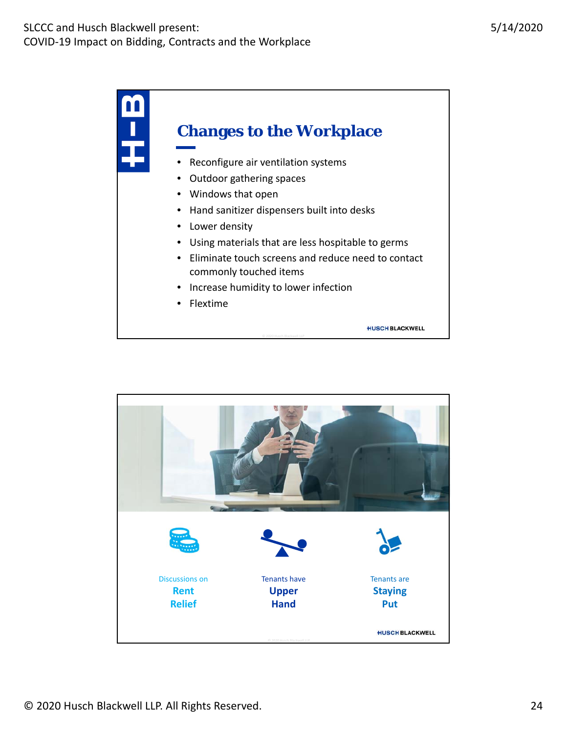## Changes to the Workplace

- Reconfigure air ventilation systems
- Outdoor gathering spaces
- Windows that open
- Hand sanitizer dispensers built into desks
- Lower density
- Using materials that are less hospitable to germs
- Eliminate touch screens and reduce need to contact commonly touched items
- Increase humidity to lower infection
- Flextime

HUSCH BLACKWELL

---

Discussions on **Rent Relief**

Tenants have **Upper Hand**

Tenants are **Staying Put**

HUSCH BLACKWELL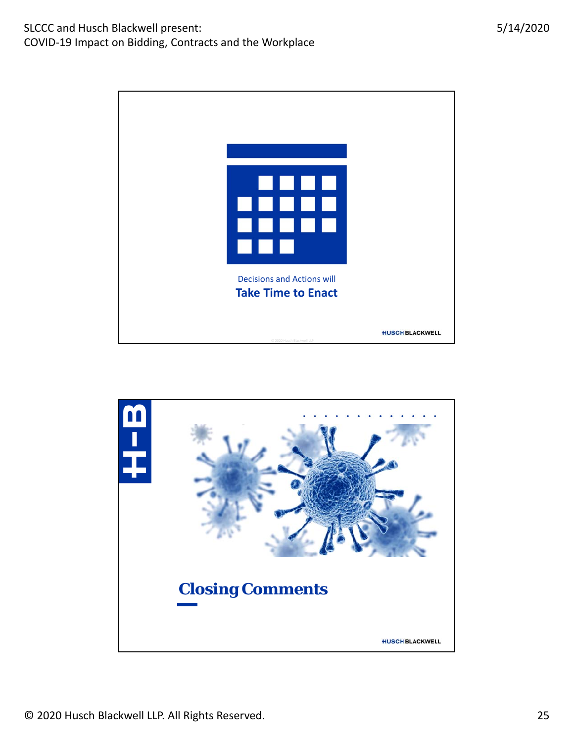Decisions and Actions will

**Take Time to Enact**

HUSCH BLACKWELL

## Closing Comments

HUSCH BLACKWELL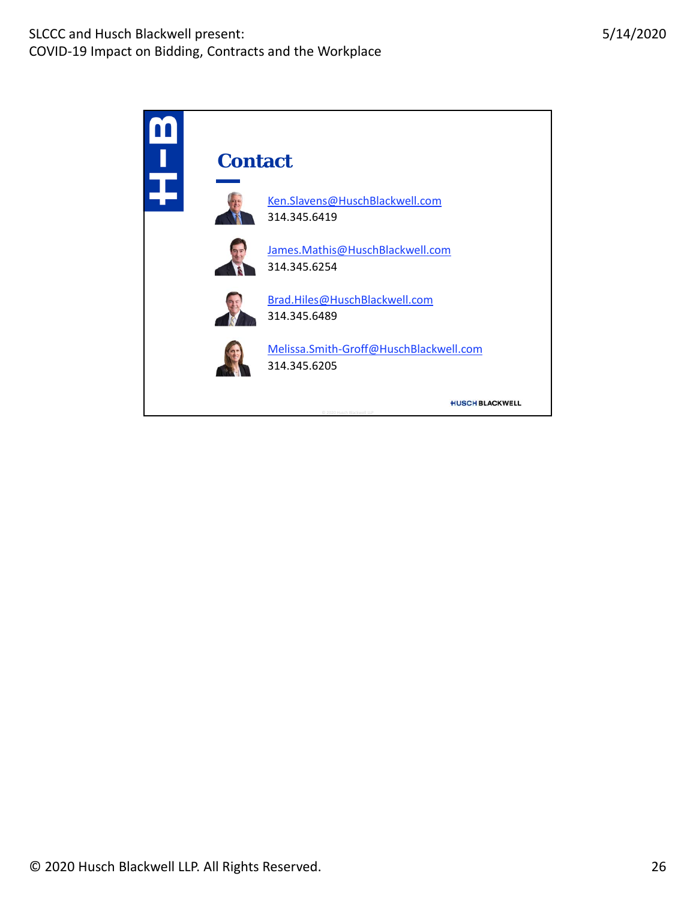## Contact

Ken.Slavens@HuschBlackwell.com
314.345.6419

James.Mathis@HuschBlackwell.com
314.345.6254

Brad.Hiles@HuschBlackwell.com
314.345.6489

Melissa.Smith-Groff@HuschBlackwell.com
314.345.6205

HUSCH BLACKWELL